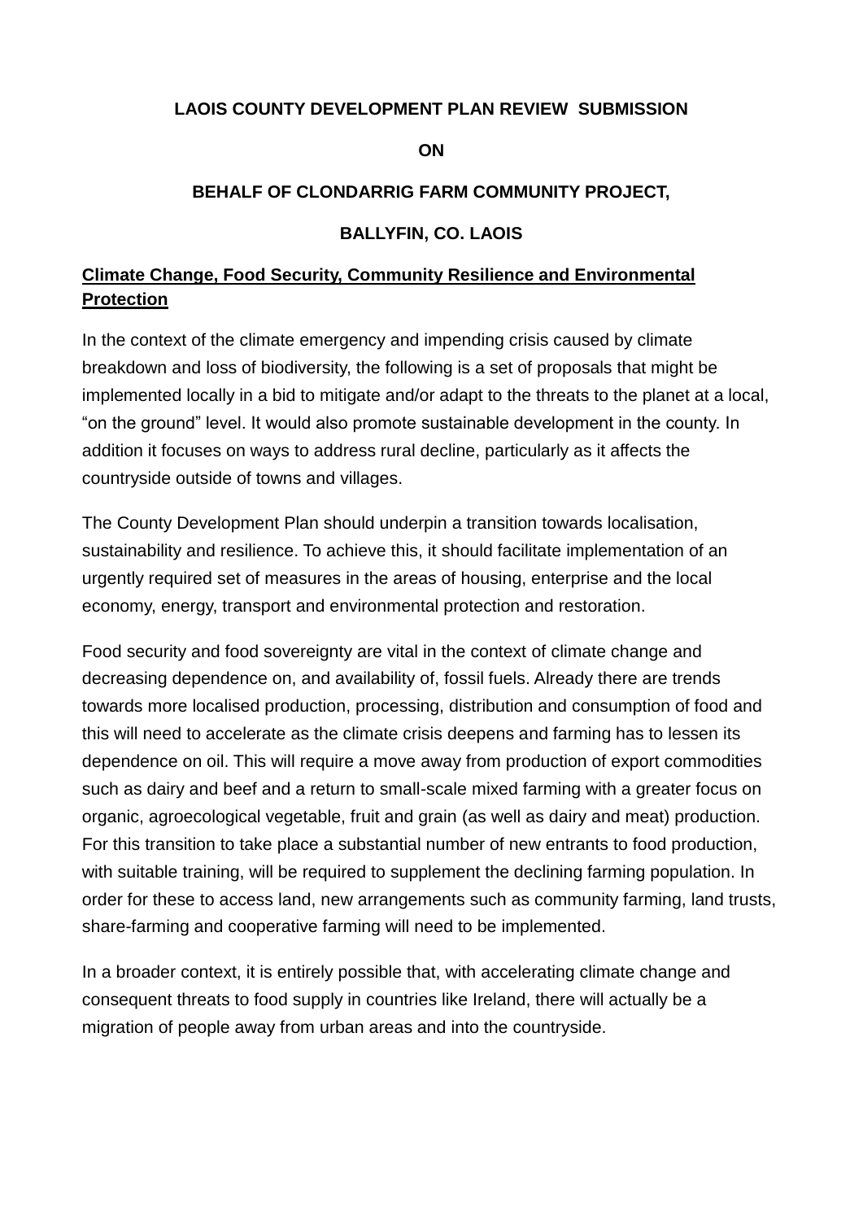**LAOIS COUNTY DEVELOPMENT PLAN REVIEW SUBMISSION**

**ON**

**BEHALF OF CLONDARRIG FARM COMMUNITY PROJECT,**

**BALLYFIN, CO. LAOIS**

## Climate Change, Food Security, Community Resilience and Environmental Protection

In the context of the climate emergency and impending crisis caused by climate breakdown and loss of biodiversity, the following is a set of proposals that might be implemented locally in a bid to mitigate and/or adapt to the threats to the planet at a local, "on the ground" level. It would also promote sustainable development in the county. In addition it focuses on ways to address rural decline, particularly as it affects the countryside outside of towns and villages.

The County Development Plan should underpin a transition towards localisation, sustainability and resilience. To achieve this, it should facilitate implementation of an urgently required set of measures in the areas of housing, enterprise and the local economy, energy, transport and environmental protection and restoration.

Food security and food sovereignty are vital in the context of climate change and decreasing dependence on, and availability of, fossil fuels. Already there are trends towards more localised production, processing, distribution and consumption of food and this will need to accelerate as the climate crisis deepens and farming has to lessen its dependence on oil. This will require a move away from production of export commodities such as dairy and beef and a return to small-scale mixed farming with a greater focus on organic, agroecological vegetable, fruit and grain (as well as dairy and meat) production. For this transition to take place a substantial number of new entrants to food production, with suitable training, will be required to supplement the declining farming population. In order for these to access land, new arrangements such as community farming, land trusts, share-farming and cooperative farming will need to be implemented.

In a broader context, it is entirely possible that, with accelerating climate change and consequent threats to food supply in countries like Ireland, there will actually be a migration of people away from urban areas and into the countryside.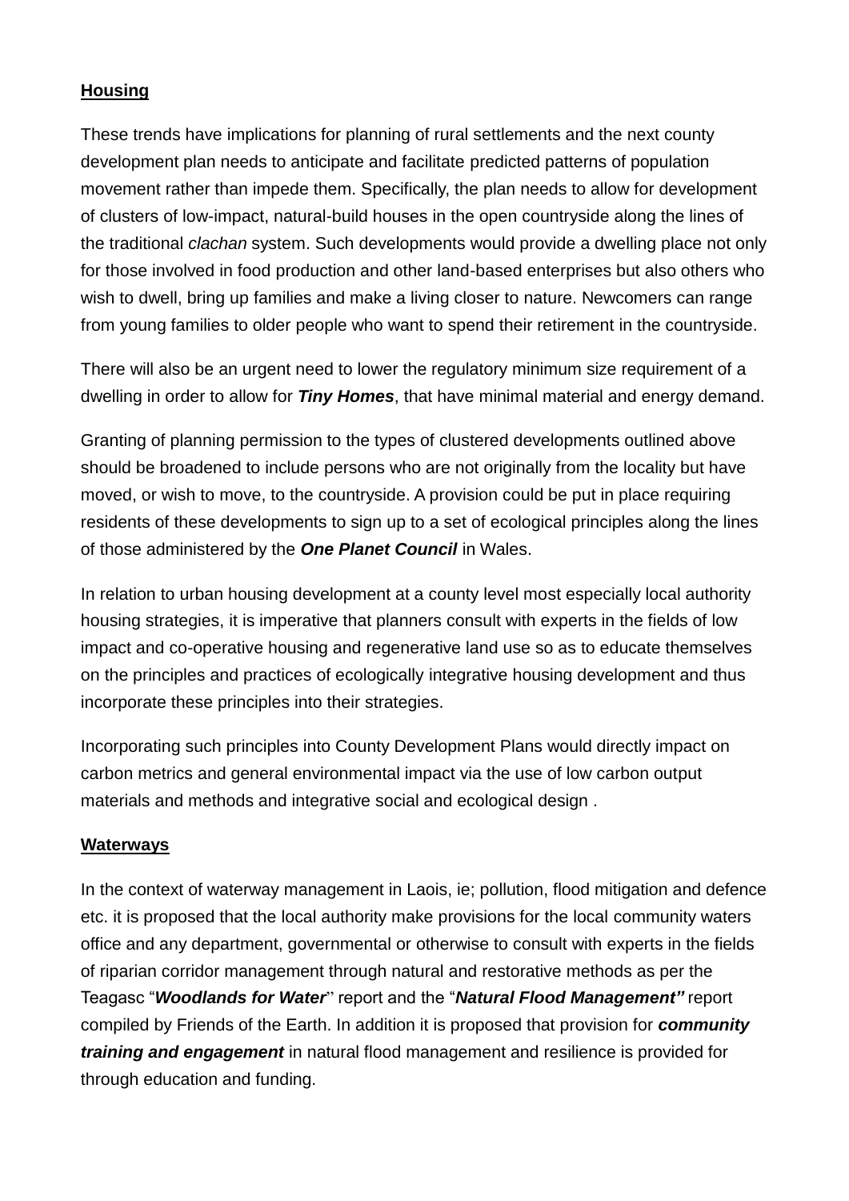**Housing**

These trends have implications for planning of rural settlements and the next county development plan needs to anticipate and facilitate predicted patterns of population movement rather than impede them. Specifically, the plan needs to allow for development of clusters of low-impact, natural-build houses in the open countryside along the lines of the traditional *clachan* system. Such developments would provide a dwelling place not only for those involved in food production and other land-based enterprises but also others who wish to dwell, bring up families and make a living closer to nature. Newcomers can range from young families to older people who want to spend their retirement in the countryside.

There will also be an urgent need to lower the regulatory minimum size requirement of a dwelling in order to allow for ***Tiny Homes***, that have minimal material and energy demand.

Granting of planning permission to the types of clustered developments outlined above should be broadened to include persons who are not originally from the locality but have moved, or wish to move, to the countryside. A provision could be put in place requiring residents of these developments to sign up to a set of ecological principles along the lines of those administered by the ***One Planet Council*** in Wales.

In relation to urban housing development at a county level most especially local authority housing strategies, it is imperative that planners consult with experts in the fields of low impact and co-operative housing and regenerative land use so as to educate themselves on the principles and practices of ecologically integrative housing development and thus incorporate these principles into their strategies.

Incorporating such principles into County Development Plans would directly impact on carbon metrics and general environmental impact via the use of low carbon output materials and methods and integrative social and ecological design .

**Waterways**

In the context of waterway management in Laois, ie; pollution, flood mitigation and defence etc. it is proposed that the local authority make provisions for the local community waters office and any department, governmental or otherwise to consult with experts in the fields of riparian corridor management through natural and restorative methods as per the Teagasc "***Woodlands for Water***" report and the "***Natural Flood Management"*** report compiled by Friends of the Earth. In addition it is proposed that provision for ***community training and engagement*** in natural flood management and resilience is provided for through education and funding.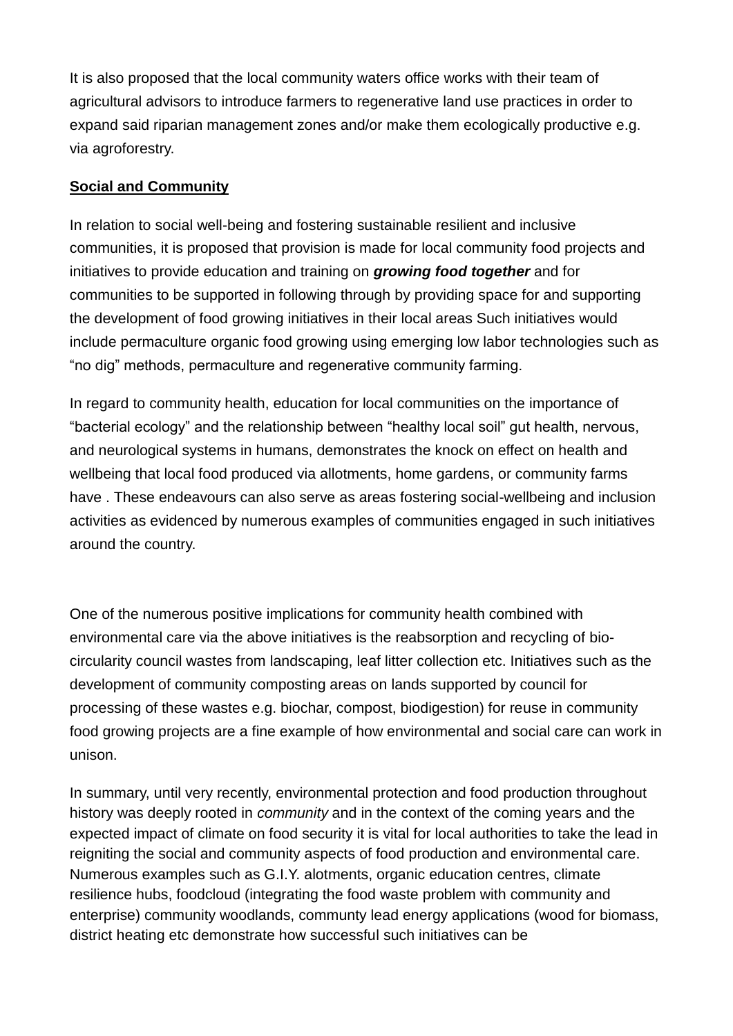It is also proposed that the local community waters office works with their team of agricultural advisors to introduce farmers to regenerative land use practices in order to expand said riparian management zones and/or make them ecologically productive e.g. via agroforestry.

**Social and Community**

In relation to social well-being and fostering sustainable resilient and inclusive communities, it is proposed that provision is made for local community food projects and initiatives to provide education and training on ***growing food together*** and for communities to be supported in following through by providing space for and supporting the development of food growing initiatives in their local areas Such initiatives would include permaculture organic food growing using emerging low labor technologies such as “no dig” methods, permaculture and regenerative community farming.

In regard to community health, education for local communities on the importance of “bacterial ecology” and the relationship between “healthy local soil” gut health, nervous, and neurological systems in humans, demonstrates the knock on effect on health and wellbeing that local food produced via allotments, home gardens, or community farms have . These endeavours can also serve as areas fostering social-wellbeing and inclusion activities as evidenced by numerous examples of communities engaged in such initiatives around the country.

One of the numerous positive implications for community health combined with environmental care via the above initiatives is the reabsorption and recycling of bio-circularity council wastes from landscaping, leaf litter collection etc. Initiatives such as the development of community composting areas on lands supported by council for processing of these wastes e.g. biochar, compost, biodigestion) for reuse in community food growing projects are a fine example of how environmental and social care can work in unison.

In summary, until very recently, environmental protection and food production throughout history was deeply rooted in *community* and in the context of the coming years and the expected impact of climate on food security it is vital for local authorities to take the lead in reigniting the social and community aspects of food production and environmental care. Numerous examples such as G.I.Y. alotments, organic education centres, climate resilience hubs, foodcloud (integrating the food waste problem with community and enterprise) community woodlands, commnunty lead energy applications (wood for biomass, district heating etc demonstrate how successful such initiatives can be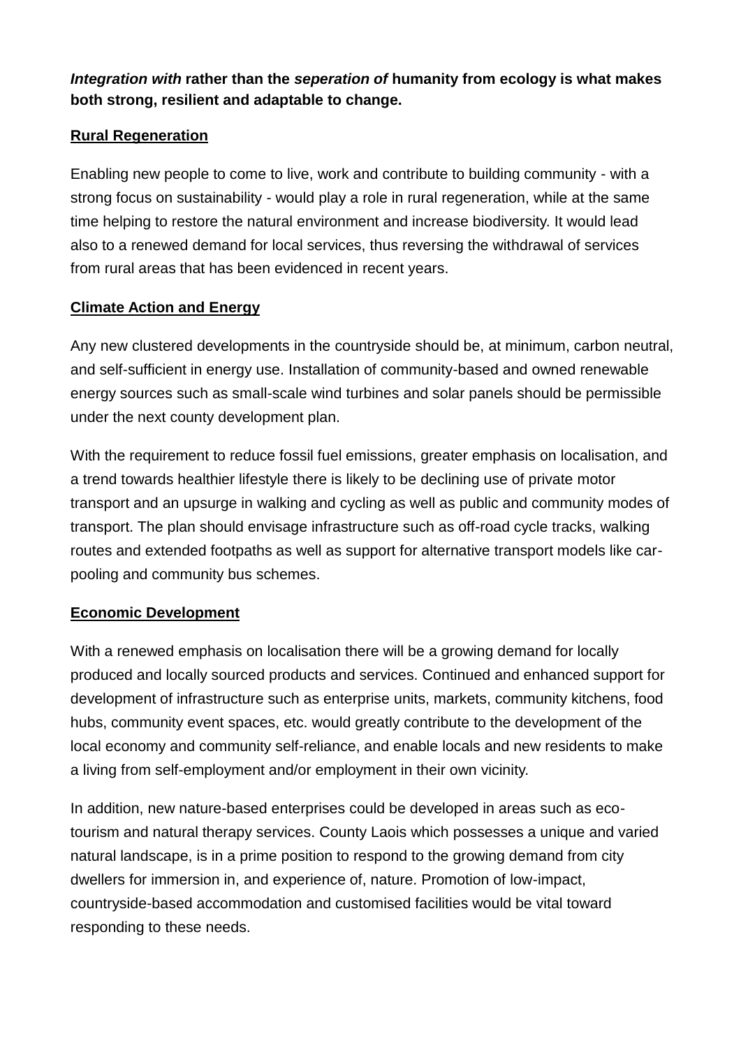***Integration with*** **rather than the** ***seperation of*** **humanity from ecology is what makes both strong, resilient and adaptable to change.**

## Rural Regeneration

Enabling new people to come to live, work and contribute to building community - with a strong focus on sustainability - would play a role in rural regeneration, while at the same time helping to restore the natural environment and increase biodiversity. It would lead also to a renewed demand for local services, thus reversing the withdrawal of services from rural areas that has been evidenced in recent years.

## Climate Action and Energy

Any new clustered developments in the countryside should be, at minimum, carbon neutral, and self-sufficient in energy use. Installation of community-based and owned renewable energy sources such as small-scale wind turbines and solar panels should be permissible under the next county development plan.

With the requirement to reduce fossil fuel emissions, greater emphasis on localisation, and a trend towards healthier lifestyle there is likely to be declining use of private motor transport and an upsurge in walking and cycling as well as public and community modes of transport. The plan should envisage infrastructure such as off-road cycle tracks, walking routes and extended footpaths as well as support for alternative transport models like car-pooling and community bus schemes.

## Economic Development

With a renewed emphasis on localisation there will be a growing demand for locally produced and locally sourced products and services. Continued and enhanced support for development of infrastructure such as enterprise units, markets, community kitchens, food hubs, community event spaces, etc. would greatly contribute to the development of the local economy and community self-reliance, and enable locals and new residents to make a living from self-employment and/or employment in their own vicinity.

In addition, new nature-based enterprises could be developed in areas such as eco-tourism and natural therapy services. County Laois which possesses a unique and varied natural landscape, is in a prime position to respond to the growing demand from city dwellers for immersion in, and experience of, nature. Promotion of low-impact, countryside-based accommodation and customised facilities would be vital toward responding to these needs.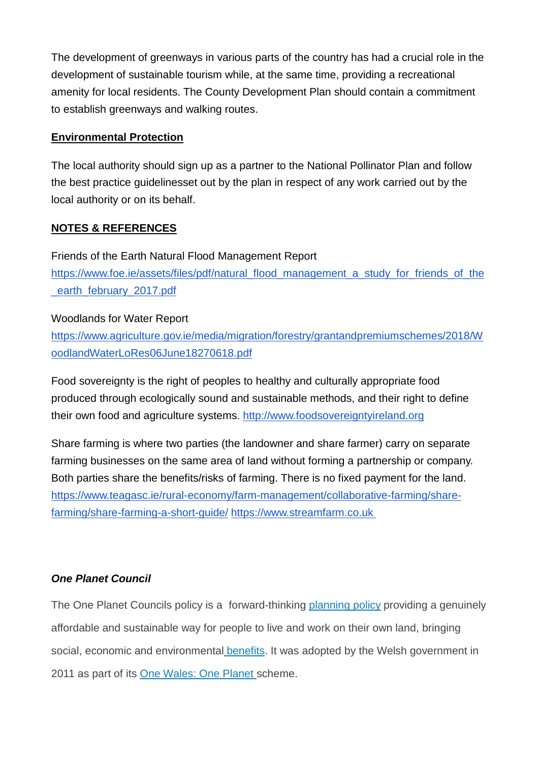The development of greenways in various parts of the country has had a crucial role in the development of sustainable tourism while, at the same time, providing a recreational amenity for local residents. The County Development Plan should contain a commitment to establish greenways and walking routes.

## Environmental Protection

The local authority should sign up as a partner to the National Pollinator Plan and follow the best practice guidelinesset out by the plan in respect of any work carried out by the local authority or on its behalf.

## NOTES & REFERENCES

Friends of the Earth Natural Flood Management Report
https://www.foe.ie/assets/files/pdf/natural_flood_management_a_study_for_friends_of_the_earth_february_2017.pdf

Woodlands for Water Report
https://www.agriculture.gov.ie/media/migration/forestry/grantandpremiumschemes/2018/WoodlandWaterLoRes06June18270618.pdf

Food sovereignty is the right of peoples to healthy and culturally appropriate food produced through ecologically sound and sustainable methods, and their right to define their own food and agriculture systems. http://www.foodsovereigntyireland.org

Share farming is where two parties (the landowner and share farmer) carry on separate farming businesses on the same area of land without forming a partnership or company. Both parties share the benefits/risks of farming. There is no fixed payment for the land. https://www.teagasc.ie/rural-economy/farm-management/collaborative-farming/share-farming/share-farming-a-short-guide/ https://www.streamfarm.co.uk

***One Planet Council***

The One Planet Councils policy is a forward-thinking planning policy providing a genuinely affordable and sustainable way for people to live and work on their own land, bringing social, economic and environmental benefits. It was adopted by the Welsh government in 2011 as part of its One Wales: One Planet scheme.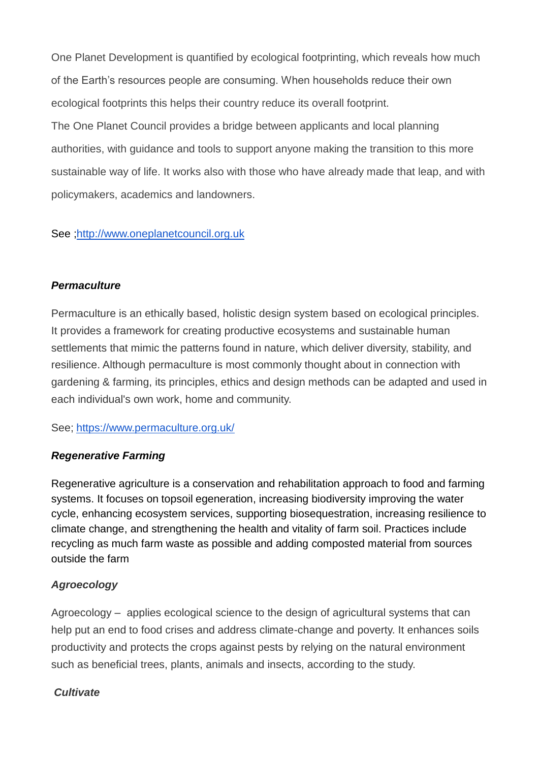One Planet Development is quantified by ecological footprinting, which reveals how much of the Earth's resources people are consuming. When households reduce their own ecological footprints this helps their country reduce its overall footprint.
The One Planet Council provides a bridge between applicants and local planning authorities, with guidance and tools to support anyone making the transition to this more sustainable way of life. It works also with those who have already made that leap, and with policymakers, academics and landowners.

See ;http://www.oneplanetcouncil.org.uk

***Permaculture***

Permaculture is an ethically based, holistic design system based on ecological principles. It provides a framework for creating productive ecosystems and sustainable human settlements that mimic the patterns found in nature, which deliver diversity, stability, and resilience. Although permaculture is most commonly thought about in connection with gardening & farming, its principles, ethics and design methods can be adapted and used in each individual's own work, home and community.

See; https://www.permaculture.org.uk/

***Regenerative Farming***

Regenerative agriculture is a conservation and rehabilitation approach to food and farming systems. It focuses on topsoil egeneration, increasing biodiversity improving the water cycle, enhancing ecosystem services, supporting biosequestration, increasing resilience to climate change, and strengthening the health and vitality of farm soil. Practices include recycling as much farm waste as possible and adding composted material from sources outside the farm

***Agroecology***

Agroecology – applies ecological science to the design of agricultural systems that can help put an end to food crises and address climate-change and poverty. It enhances soils productivity and protects the crops against pests by relying on the natural environment such as beneficial trees, plants, animals and insects, according to the study.

***Cultivate***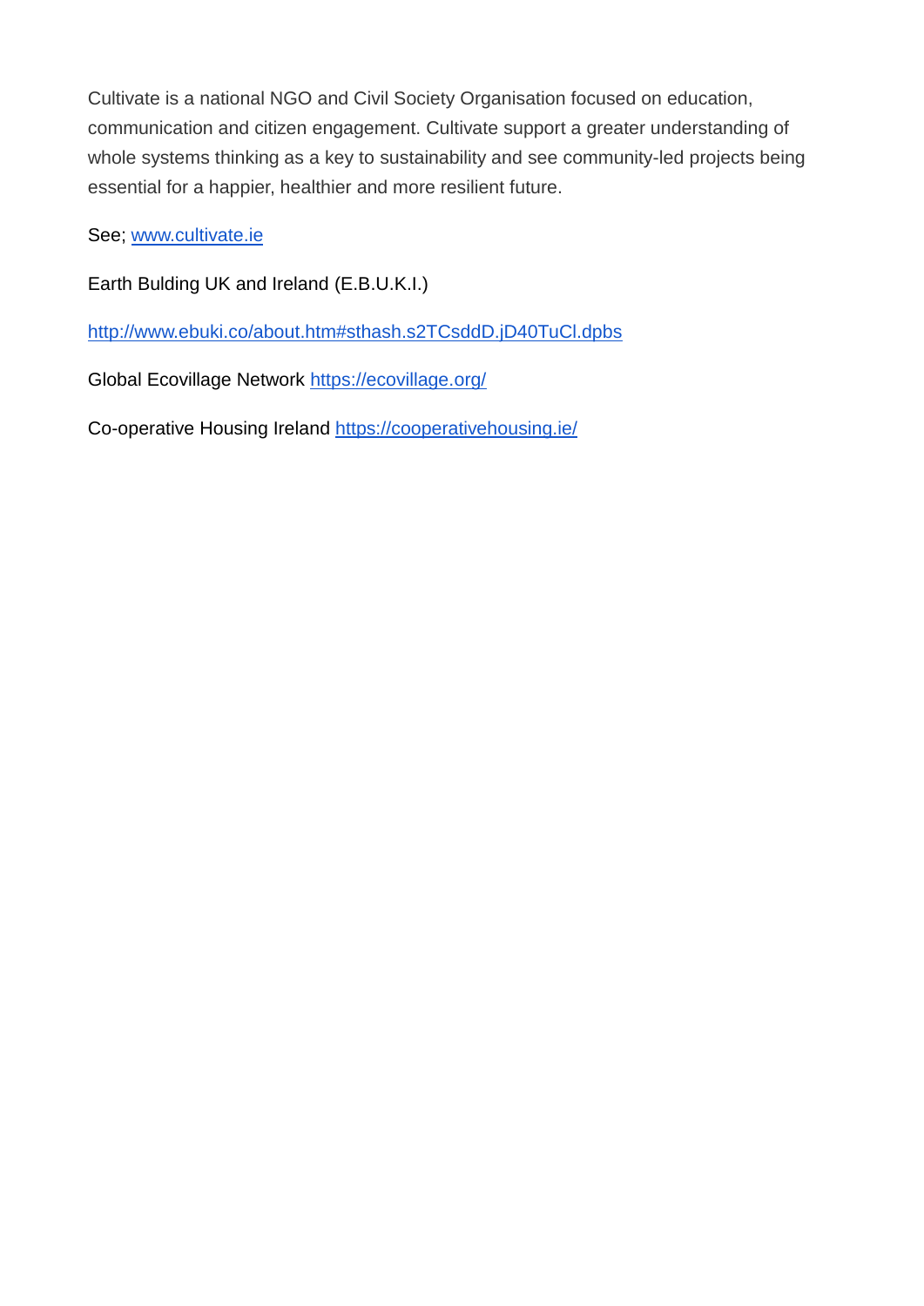Cultivate is a national NGO and Civil Society Organisation focused on education, communication and citizen engagement. Cultivate support a greater understanding of whole systems thinking as a key to sustainability and see community-led projects being essential for a happier, healthier and more resilient future.

See; [www.cultivate.ie](http://www.cultivate.ie)

Earth Bulding UK and Ireland (E.B.U.K.I.)

[http://www.ebuki.co/about.htm#sthash.s2TCsddD.jD40TuCl.dpbs](http://www.ebuki.co/about.htm#sthash.s2TCsddD.jD40TuCl.dpbs)

Global Ecovillage Network [https://ecovillage.org/](https://ecovillage.org/)

Co-operative Housing Ireland [https://cooperativehousing.ie/](https://cooperativehousing.ie/)